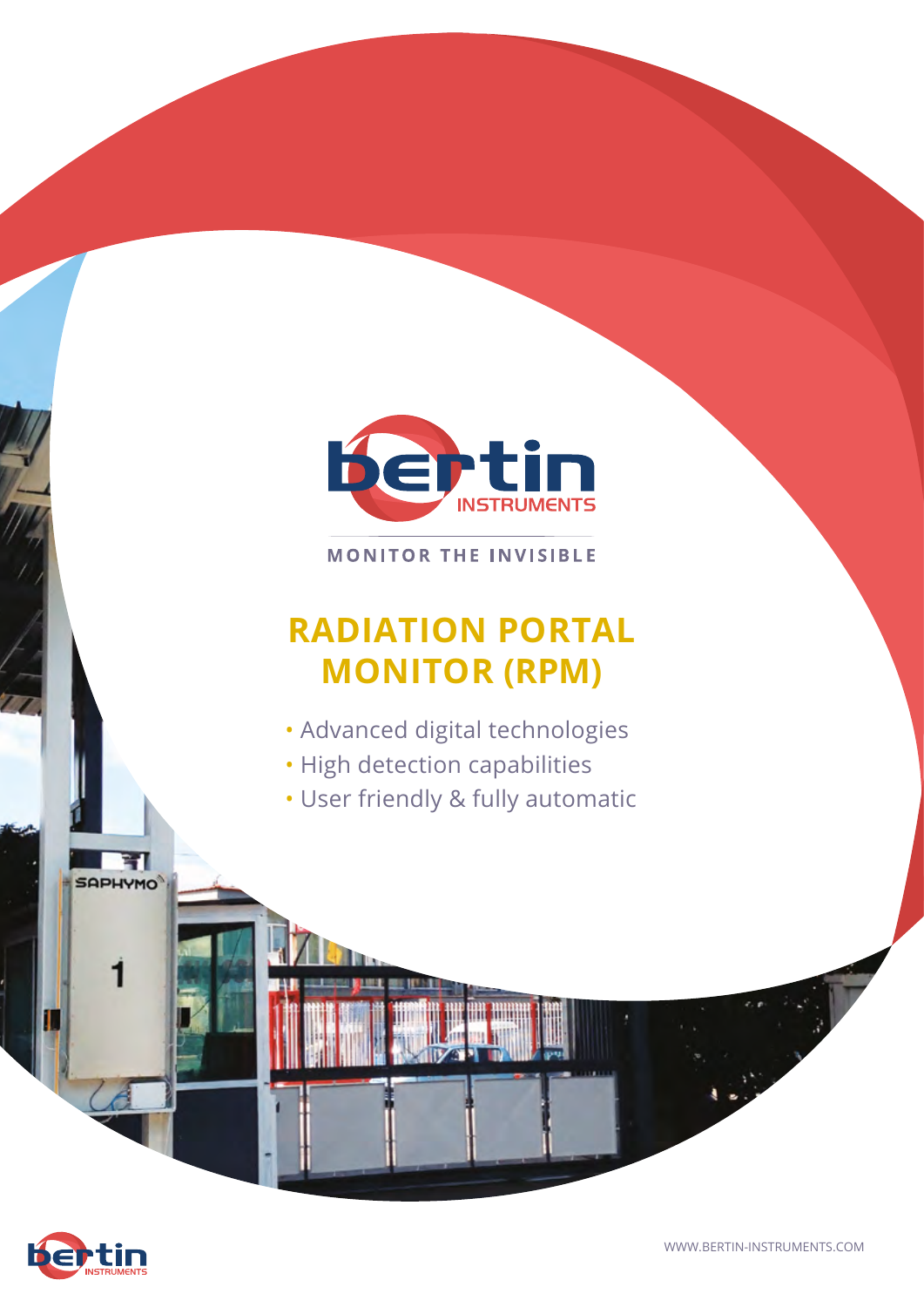bertin INSTRUMENTS

MONITOR THE INVISIBLE

# RADIATION PORTAL MONITOR (RPM)

- Advanced digital technologies
- High detection capabilities
- User friendly & fully automatic

WWW.BERTIN-INSTRUMENTS.COM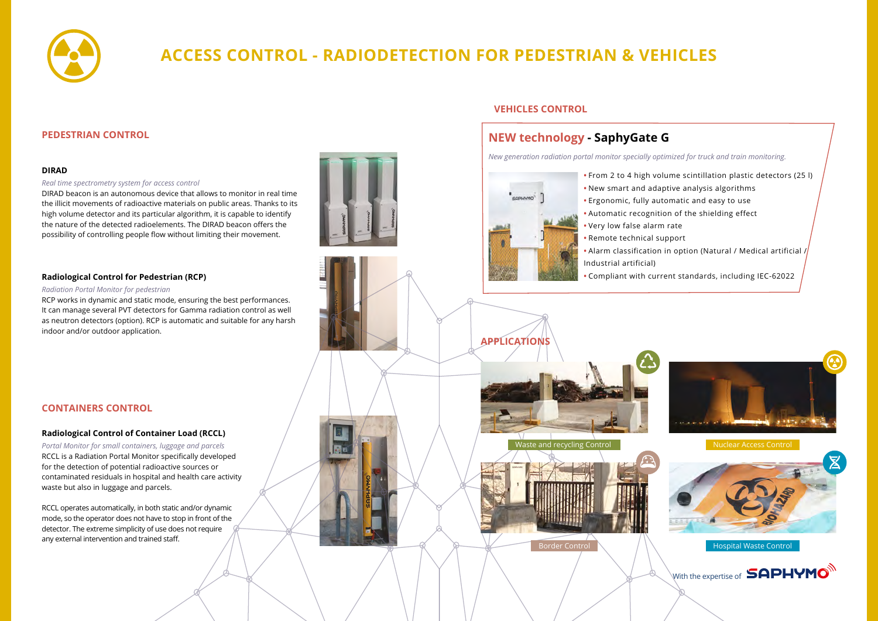# ACCESS CONTROL - RADIODETECTION FOR PEDESTRIAN & VEHICLES

## PEDESTRIAN CONTROL

### DIRAD

*Real time spectrometry system for access control*

DIRAD beacon is an autonomous device that allows to monitor in real time the illicit movements of radioactive materials on public areas. Thanks to its high volume detector and its particular algorithm, it is capable to identify the nature of the detected radioelements. The DIRAD beacon offers the possibility of controlling people flow without limiting their movement.

### Radiological Control for Pedestrian (RCP)

*Radiation Portal Monitor for pedestrian*

RCP works in dynamic and static mode, ensuring the best performances. It can manage several PVT detectors for Gamma radiation control as well as neutron detectors (option). RCP is automatic and suitable for any harsh indoor and/or outdoor application.

## CONTAINERS CONTROL

### Radiological Control of Container Load (RCCL)

*Portal Monitor for small containers, luggage and parcels*

RCCL is a Radiation Portal Monitor specifically developed for the detection of potential radioactive sources or contaminated residuals in hospital and health care activity waste but also in luggage and parcels.

RCCL operates automatically, in both static and/or dynamic mode, so the operator does not have to stop in front of the detector. The extreme simplicity of use does not require any external intervention and trained staff.

## VEHICLES CONTROL

### NEW technology - SaphyGate G

*New generation radiation portal monitor specially optimized for truck and train monitoring.*

- From 2 to 4 high volume scintillation plastic detectors (25 l)
- New smart and adaptive analysis algorithms
- Ergonomic, fully automatic and easy to use
- Automatic recognition of the shielding effect
- Very low false alarm rate
- Remote technical support
- Alarm classification in option (Natural / Medical artificial / Industrial artificial)
- Compliant with current standards, including IEC-62022

## APPLICATIONS

Waste and recycling Control

Nuclear Access Control

Border Control

Hospital Waste Control

With the expertise of SAPHYMO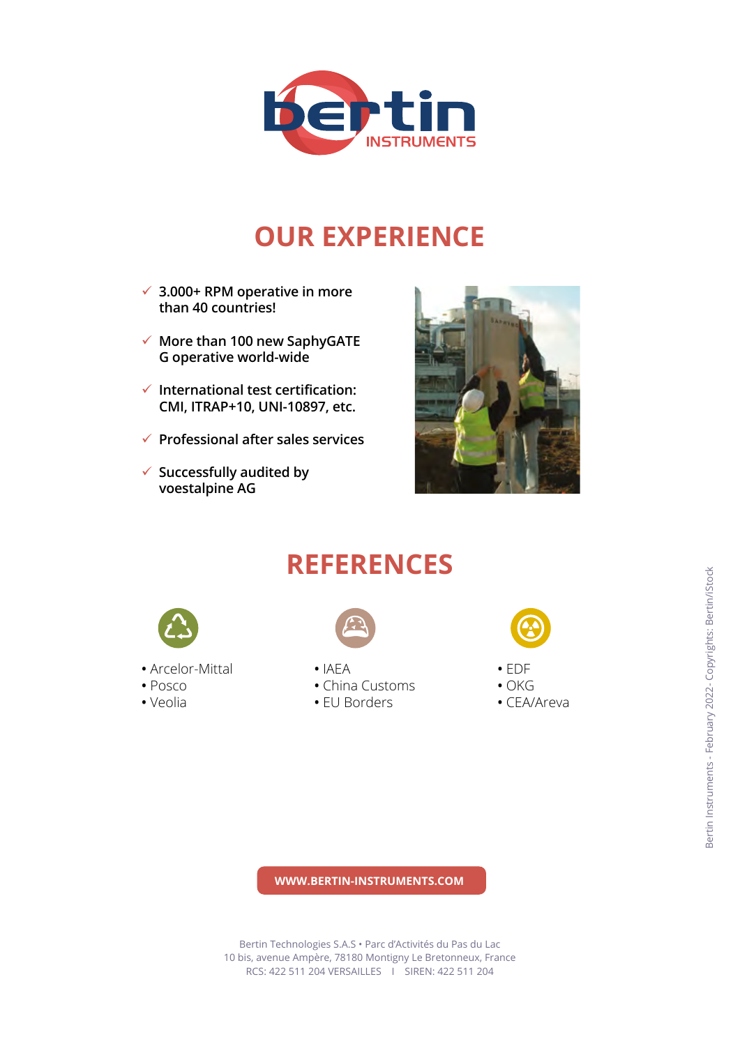# OUR EXPERIENCE

- ✓ 3.000+ RPM operative in more than 40 countries!
- ✓ More than 100 new SaphyGATE G operative world-wide
- ✓ International test certification: CMI, ITRAP+10, UNI-10897, etc.
- ✓ Professional after sales services
- ✓ Successfully audited by voestalpine AG

# REFERENCES

- Arcelor-Mittal
- Posco
- Veolia

- IAEA
- China Customs
- EU Borders

- EDF
- OKG
- CEA/Areva

Bertin Instruments - February 2022 - Copyrights: Bertin/iStock

**WWW.BERTIN-INSTRUMENTS.COM**

Bertin Technologies S.A.S • Parc d'Activités du Pas du Lac
10 bis, avenue Ampère, 78180 Montigny Le Bretonneux, France
RCS: 422 511 204 VERSAILLES I SIREN: 422 511 204